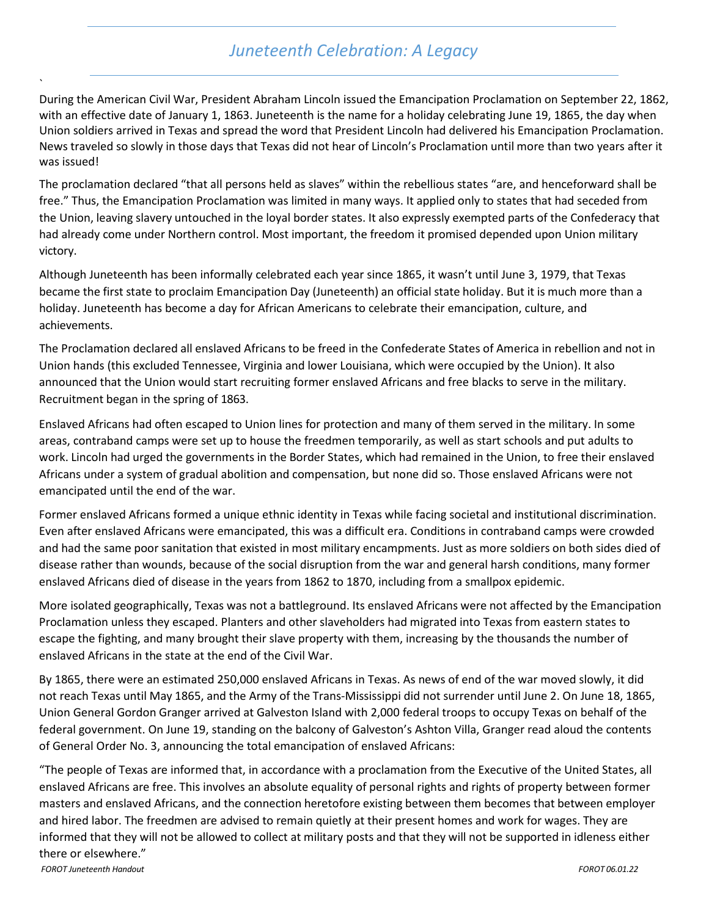# *Juneteenth Celebration: A Legacy*

During the American Civil War, President Abraham Lincoln issued the Emancipation Proclamation on September 22, 1862, with an effective date of January 1, 1863. Juneteenth is the name for a holiday celebrating June 19, 1865, the day when Union soldiers arrived in Texas and spread the word that President Lincoln had delivered his Emancipation Proclamation. News traveled so slowly in those days that Texas did not hear of Lincoln's Proclamation until more than two years after it was issued!

The proclamation declared "that all persons held as slaves" within the rebellious states "are, and henceforward shall be free." Thus, the Emancipation Proclamation was limited in many ways. It applied only to states that had seceded from the Union, leaving slavery untouched in the loyal border states. It also expressly exempted parts of the Confederacy that had already come under Northern control. Most important, the freedom it promised depended upon Union military victory.

Although Juneteenth has been informally celebrated each year since 1865, it wasn't until June 3, 1979, that Texas became the first state to proclaim Emancipation Day (Juneteenth) an official state holiday. But it is much more than a holiday. Juneteenth has become a day for African Americans to celebrate their emancipation, culture, and achievements.

The Proclamation declared all enslaved Africans to be freed in the Confederate States of America in rebellion and not in Union hands (this excluded Tennessee, Virginia and lower Louisiana, which were occupied by the Union). It also announced that the Union would start recruiting former enslaved Africans and free blacks to serve in the military. Recruitment began in the spring of 1863.

Enslaved Africans had often escaped to Union lines for protection and many of them served in the military. In some areas, contraband camps were set up to house the freedmen temporarily, as well as start schools and put adults to work. Lincoln had urged the governments in the Border States, which had remained in the Union, to free their enslaved Africans under a system of gradual abolition and compensation, but none did so. Those enslaved Africans were not emancipated until the end of the war.

Former enslaved Africans formed a unique ethnic identity in Texas while facing societal and institutional discrimination. Even after enslaved Africans were emancipated, this was a difficult era. Conditions in contraband camps were crowded and had the same poor sanitation that existed in most military encampments. Just as more soldiers on both sides died of disease rather than wounds, because of the social disruption from the war and general harsh conditions, many former enslaved Africans died of disease in the years from 1862 to 1870, including from a smallpox epidemic.

More isolated geographically, Texas was not a battleground. Its enslaved Africans were not affected by the Emancipation Proclamation unless they escaped. Planters and other slaveholders had migrated into Texas from eastern states to escape the fighting, and many brought their slave property with them, increasing by the thousands the number of enslaved Africans in the state at the end of the Civil War.

By 1865, there were an estimated 250,000 enslaved Africans in Texas. As news of end of the war moved slowly, it did not reach Texas until May 1865, and the Army of the Trans-Mississippi did not surrender until June 2. On June 18, 1865, Union General Gordon Granger arrived at Galveston Island with 2,000 federal troops to occupy Texas on behalf of the federal government. On June 19, standing on the balcony of Galveston's Ashton Villa, Granger read aloud the contents of General Order No. 3, announcing the total emancipation of enslaved Africans:

"The people of Texas are informed that, in accordance with a proclamation from the Executive of the United States, all enslaved Africans are free. This involves an absolute equality of personal rights and rights of property between former masters and enslaved Africans, and the connection heretofore existing between them becomes that between employer and hired labor. The freedmen are advised to remain quietly at their present homes and work for wages. They are informed that they will not be allowed to collect at military posts and that they will not be supported in idleness either there or elsewhere."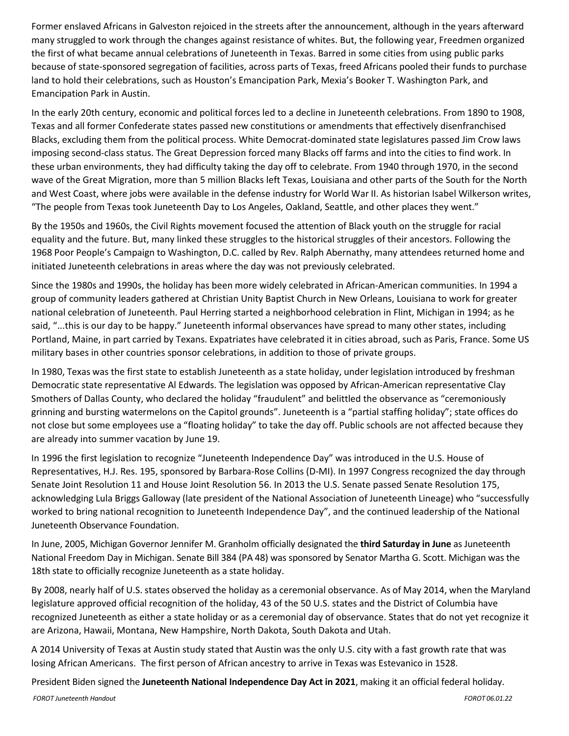Former enslaved Africans in Galveston rejoiced in the streets after the announcement, although in the years afterward many struggled to work through the changes against resistance of whites. But, the following year, Freedmen organized the first of what became annual celebrations of Juneteenth in Texas. Barred in some cities from using public parks because of state-sponsored segregation of facilities, across parts of Texas, freed Africans pooled their funds to purchase land to hold their celebrations, such as Houston's Emancipation Park, Mexia's Booker T. Washington Park, and Emancipation Park in Austin.

In the early 20th century, economic and political forces led to a decline in Juneteenth celebrations. From 1890 to 1908, Texas and all former Confederate states passed new constitutions or amendments that effectively disenfranchised Blacks, excluding them from the political process. White Democrat-dominated state legislatures passed Jim Crow laws imposing second-class status. The Great Depression forced many Blacks off farms and into the cities to find work. In these urban environments, they had difficulty taking the day off to celebrate. From 1940 through 1970, in the second wave of the Great Migration, more than 5 million Blacks left Texas, Louisiana and other parts of the South for the North and West Coast, where jobs were available in the defense industry for World War II. As historian Isabel Wilkerson writes, "The people from Texas took Juneteenth Day to Los Angeles, Oakland, Seattle, and other places they went."

By the 1950s and 1960s, the Civil Rights movement focused the attention of Black youth on the struggle for racial equality and the future. But, many linked these struggles to the historical struggles of their ancestors. Following the 1968 Poor People's Campaign to Washington, D.C. called by Rev. Ralph Abernathy, many attendees returned home and initiated Juneteenth celebrations in areas where the day was not previously celebrated.

Since the 1980s and 1990s, the holiday has been more widely celebrated in African-American communities. In 1994 a group of community leaders gathered at Christian Unity Baptist Church in New Orleans, Louisiana to work for greater national celebration of Juneteenth. Paul Herring started a neighborhood celebration in Flint, Michigan in 1994; as he said, "...this is our day to be happy." Juneteenth informal observances have spread to many other states, including Portland, Maine, in part carried by Texans. Expatriates have celebrated it in cities abroad, such as Paris, France. Some US military bases in other countries sponsor celebrations, in addition to those of private groups.

In 1980, Texas was the first state to establish Juneteenth as a state holiday, under legislation introduced by freshman Democratic state representative Al Edwards. The legislation was opposed by African-American representative Clay Smothers of Dallas County, who declared the holiday "fraudulent" and belittled the observance as "ceremoniously grinning and bursting watermelons on the Capitol grounds". Juneteenth is a "partial staffing holiday"; state offices do not close but some employees use a "floating holiday" to take the day off. Public schools are not affected because they are already into summer vacation by June 19.

In 1996 the first legislation to recognize "Juneteenth Independence Day" was introduced in the U.S. House of Representatives, H.J. Res. 195, sponsored by Barbara-Rose Collins (D-MI). In 1997 Congress recognized the day through Senate Joint Resolution 11 and House Joint Resolution 56. In 2013 the U.S. Senate passed Senate Resolution 175, acknowledging Lula Briggs Galloway (late president of the National Association of Juneteenth Lineage) who "successfully worked to bring national recognition to Juneteenth Independence Day", and the continued leadership of the National Juneteenth Observance Foundation.

In June, 2005, Michigan Governor Jennifer M. Granholm officially designated the **third Saturday in June** as Juneteenth National Freedom Day in Michigan. Senate Bill 384 (PA 48) was sponsored by Senator Martha G. Scott. Michigan was the 18th state to officially recognize Juneteenth as a state holiday.

By 2008, nearly half of U.S. states observed the holiday as a ceremonial observance. As of May 2014, when the Maryland legislature approved official recognition of the holiday, 43 of the 50 U.S. states and the District of Columbia have recognized Juneteenth as either a state holiday or as a ceremonial day of observance. States that do not yet recognize it are Arizona, Hawaii, Montana, New Hampshire, North Dakota, South Dakota and Utah.

A 2014 University of Texas at Austin study stated that Austin was the only U.S. city with a fast growth rate that was losing African Americans. The first person of African ancestry to arrive in Texas was Estevanico in 1528.

President Biden signed the **Juneteenth National Independence Day Act in 2021**, making it an official federal holiday.